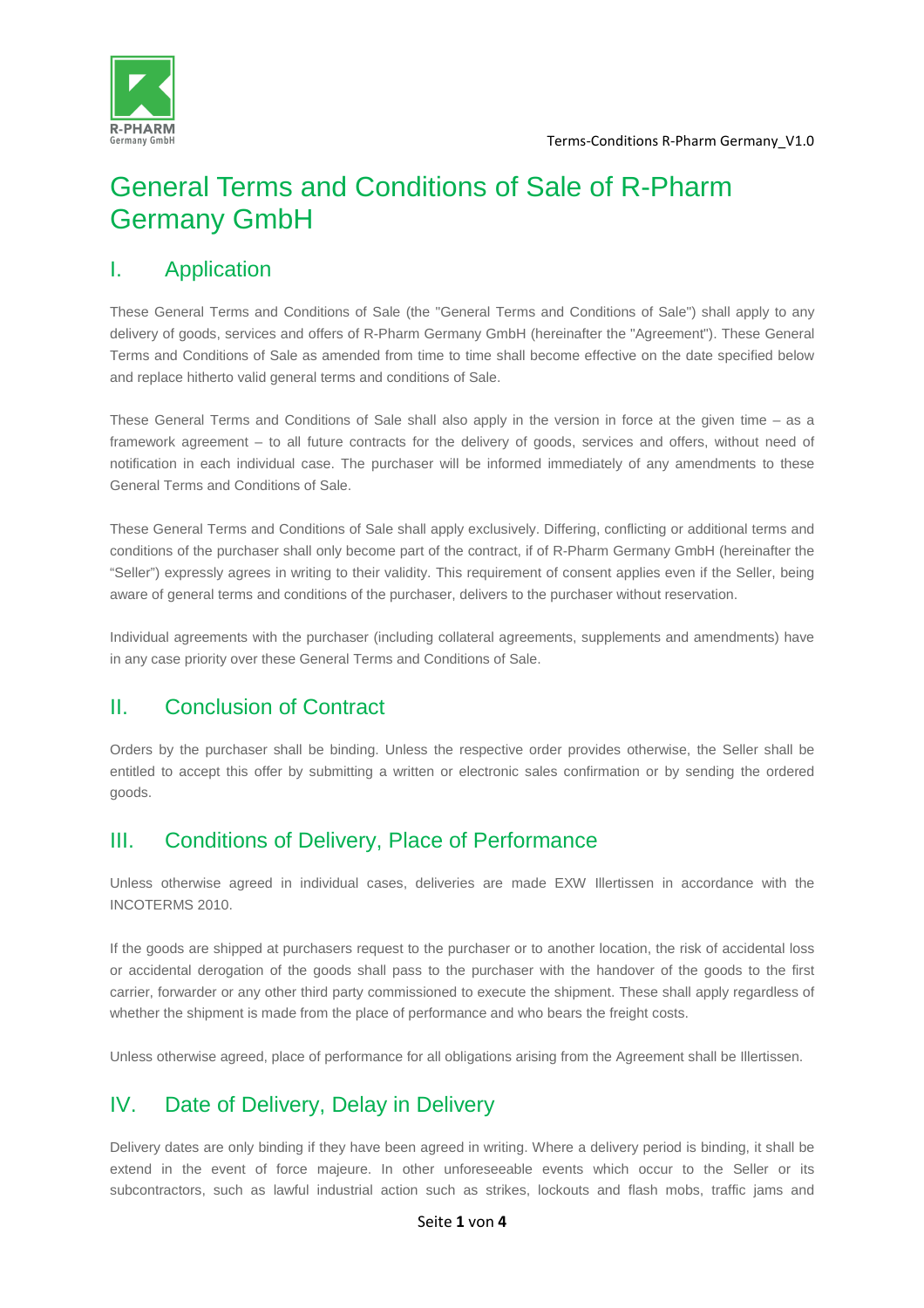# General Terms and Conditions of Sale of R-Pharm Germany GmbH

## I. Application

These General Terms and Conditions of Sale (the "General Terms and Conditions of Sale") shall apply to any delivery of goods, services and offers of R-Pharm Germany GmbH (hereinafter the "Agreement"). These General Terms and Conditions of Sale as amended from time to time shall become effective on the date specified below and replace hitherto valid general terms and conditions of Sale.

These General Terms and Conditions of Sale shall also apply in the version in force at the given time – as a framework agreement – to all future contracts for the delivery of goods, services and offers, without need of notification in each individual case. The purchaser will be informed immediately of any amendments to these General Terms and Conditions of Sale.

These General Terms and Conditions of Sale shall apply exclusively. Differing, conflicting or additional terms and conditions of the purchaser shall only become part of the contract, if of R-Pharm Germany GmbH (hereinafter the "Seller") expressly agrees in writing to their validity. This requirement of consent applies even if the Seller, being aware of general terms and conditions of the purchaser, delivers to the purchaser without reservation.

Individual agreements with the purchaser (including collateral agreements, supplements and amendments) have in any case priority over these General Terms and Conditions of Sale.

## II. Conclusion of Contract

Orders by the purchaser shall be binding. Unless the respective order provides otherwise, the Seller shall be entitled to accept this offer by submitting a written or electronic sales confirmation or by sending the ordered goods.

## III. Conditions of Delivery, Place of Performance

Unless otherwise agreed in individual cases, deliveries are made EXW Illertissen in accordance with the INCOTERMS 2010.

If the goods are shipped at purchasers request to the purchaser or to another location, the risk of accidental loss or accidental derogation of the goods shall pass to the purchaser with the handover of the goods to the first carrier, forwarder or any other third party commissioned to execute the shipment. These shall apply regardless of whether the shipment is made from the place of performance and who bears the freight costs.

Unless otherwise agreed, place of performance for all obligations arising from the Agreement shall be Illertissen.

## IV. Date of Delivery, Delay in Delivery

Delivery dates are only binding if they have been agreed in writing. Where a delivery period is binding, it shall be extend in the event of force majeure. In other unforeseeable events which occur to the Seller or its subcontractors, such as lawful industrial action such as strikes, lockouts and flash mobs, traffic jams and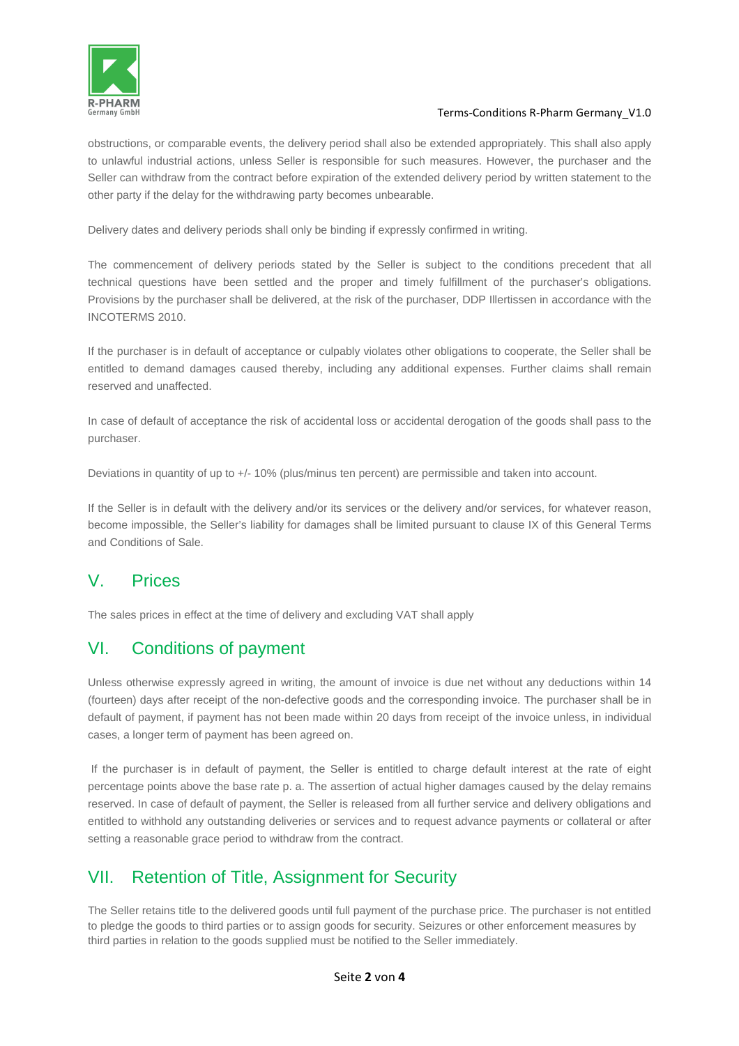obstructions, or comparable events, the delivery period shall also be extended appropriately. This shall also apply to unlawful industrial actions, unless Seller is responsible for such measures. However, the purchaser and the Seller can withdraw from the contract before expiration of the extended delivery period by written statement to the other party if the delay for the withdrawing party becomes unbearable.

Delivery dates and delivery periods shall only be binding if expressly confirmed in writing.

The commencement of delivery periods stated by the Seller is subject to the conditions precedent that all technical questions have been settled and the proper and timely fulfillment of the purchaser's obligations. Provisions by the purchaser shall be delivered, at the risk of the purchaser, DDP Illertissen in accordance with the INCOTERMS 2010.

If the purchaser is in default of acceptance or culpably violates other obligations to cooperate, the Seller shall be entitled to demand damages caused thereby, including any additional expenses. Further claims shall remain reserved and unaffected.

In case of default of acceptance the risk of accidental loss or accidental derogation of the goods shall pass to the purchaser.

Deviations in quantity of up to +/- 10% (plus/minus ten percent) are permissible and taken into account.

If the Seller is in default with the delivery and/or its services or the delivery and/or services, for whatever reason, become impossible, the Seller's liability for damages shall be limited pursuant to clause IX of this General Terms and Conditions of Sale.

## V. Prices

The sales prices in effect at the time of delivery and excluding VAT shall apply

## VI. Conditions of payment

Unless otherwise expressly agreed in writing, the amount of invoice is due net without any deductions within 14 (fourteen) days after receipt of the non-defective goods and the corresponding invoice. The purchaser shall be in default of payment, if payment has not been made within 20 days from receipt of the invoice unless, in individual cases, a longer term of payment has been agreed on.

If the purchaser is in default of payment, the Seller is entitled to charge default interest at the rate of eight percentage points above the base rate p. a. The assertion of actual higher damages caused by the delay remains reserved. In case of default of payment, the Seller is released from all further service and delivery obligations and entitled to withhold any outstanding deliveries or services and to request advance payments or collateral or after setting a reasonable grace period to withdraw from the contract.

## VII. Retention of Title, Assignment for Security

The Seller retains title to the delivered goods until full payment of the purchase price. The purchaser is not entitled to pledge the goods to third parties or to assign goods for security. Seizures or other enforcement measures by third parties in relation to the goods supplied must be notified to the Seller immediately.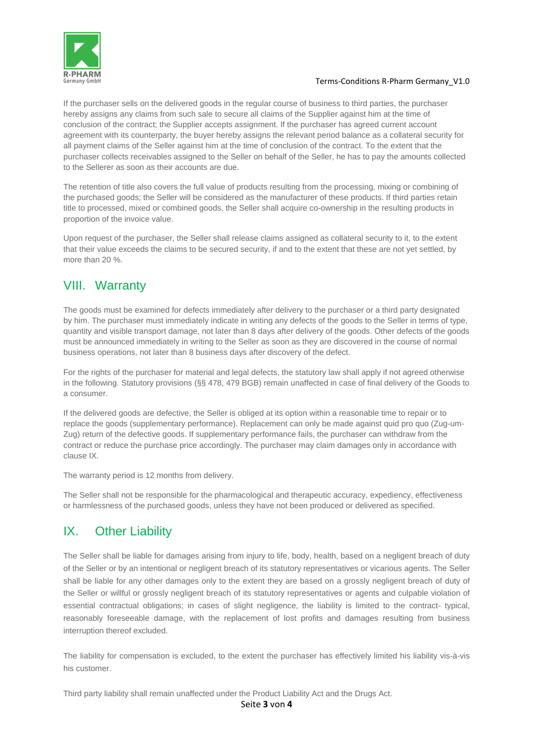If the purchaser sells on the delivered goods in the regular course of business to third parties, the purchaser hereby assigns any claims from such sale to secure all claims of the Supplier against him at the time of conclusion of the contract; the Supplier accepts assignment. If the purchaser has agreed current account agreement with its counterparty, the buyer hereby assigns the relevant period balance as a collateral security for all payment claims of the Seller against him at the time of conclusion of the contract. To the extent that the purchaser collects receivables assigned to the Seller on behalf of the Seller, he has to pay the amounts collected to the Sellerer as soon as their accounts are due.

The retention of title also covers the full value of products resulting from the processing, mixing or combining of the purchased goods; the Seller will be considered as the manufacturer of these products. If third parties retain title to processed, mixed or combined goods, the Seller shall acquire co-ownership in the resulting products in proportion of the invoice value.

Upon request of the purchaser, the Seller shall release claims assigned as collateral security to it, to the extent that their value exceeds the claims to be secured security, if and to the extent that these are not yet settled, by more than 20 %.

## VIII. Warranty

The goods must be examined for defects immediately after delivery to the purchaser or a third party designated by him. The purchaser must immediately indicate in writing any defects of the goods to the Seller in terms of type, quantity and visible transport damage, not later than 8 days after delivery of the goods. Other defects of the goods must be announced immediately in writing to the Seller as soon as they are discovered in the course of normal business operations, not later than 8 business days after discovery of the defect.

For the rights of the purchaser for material and legal defects, the statutory law shall apply if not agreed otherwise in the following. Statutory provisions (§§ 478, 479 BGB) remain unaffected in case of final delivery of the Goods to a consumer.

If the delivered goods are defective, the Seller is obliged at its option within a reasonable time to repair or to replace the goods (supplementary performance). Replacement can only be made against quid pro quo (Zug-um-Zug) return of the defective goods. If supplementary performance fails, the purchaser can withdraw from the contract or reduce the purchase price accordingly. The purchaser may claim damages only in accordance with clause IX.

The warranty period is 12 months from delivery.

The Seller shall not be responsible for the pharmacological and therapeutic accuracy, expediency, effectiveness or harmlessness of the purchased goods, unless they have not been produced or delivered as specified.

## IX. Other Liability

The Seller shall be liable for damages arising from injury to life, body, health, based on a negligent breach of duty of the Seller or by an intentional or negligent breach of its statutory representatives or vicarious agents. The Seller shall be liable for any other damages only to the extent they are based on a grossly negligent breach of duty of the Seller or willful or grossly negligent breach of its statutory representatives or agents and culpable violation of essential contractual obligations; in cases of slight negligence, the liability is limited to the contract- typical, reasonably foreseeable damage, with the replacement of lost profits and damages resulting from business interruption thereof excluded.

The liability for compensation is excluded, to the extent the purchaser has effectively limited his liability vis-à-vis his customer.

Third party liability shall remain unaffected under the Product Liability Act and the Drugs Act.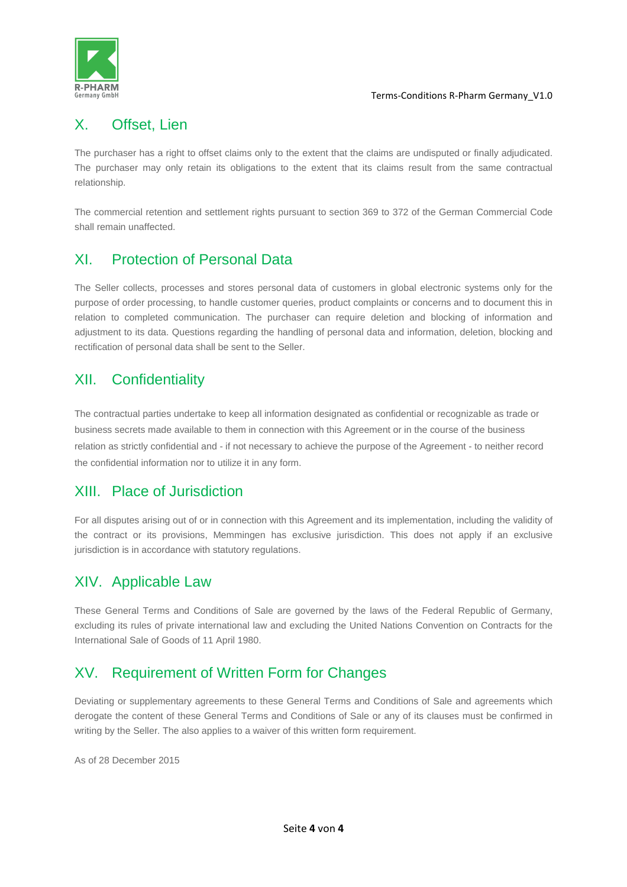## X. Offset, Lien

The purchaser has a right to offset claims only to the extent that the claims are undisputed or finally adjudicated. The purchaser may only retain its obligations to the extent that its claims result from the same contractual relationship.

The commercial retention and settlement rights pursuant to section 369 to 372 of the German Commercial Code shall remain unaffected.

## XI. Protection of Personal Data

The Seller collects, processes and stores personal data of customers in global electronic systems only for the purpose of order processing, to handle customer queries, product complaints or concerns and to document this in relation to completed communication. The purchaser can require deletion and blocking of information and adjustment to its data. Questions regarding the handling of personal data and information, deletion, blocking and rectification of personal data shall be sent to the Seller.

## XII. Confidentiality

The contractual parties undertake to keep all information designated as confidential or recognizable as trade or business secrets made available to them in connection with this Agreement or in the course of the business relation as strictly confidential and - if not necessary to achieve the purpose of the Agreement - to neither record the confidential information nor to utilize it in any form.

## XIII. Place of Jurisdiction

For all disputes arising out of or in connection with this Agreement and its implementation, including the validity of the contract or its provisions, Memmingen has exclusive jurisdiction. This does not apply if an exclusive jurisdiction is in accordance with statutory regulations.

## XIV. Applicable Law

These General Terms and Conditions of Sale are governed by the laws of the Federal Republic of Germany, excluding its rules of private international law and excluding the United Nations Convention on Contracts for the International Sale of Goods of 11 April 1980.

## XV. Requirement of Written Form for Changes

Deviating or supplementary agreements to these General Terms and Conditions of Sale and agreements which derogate the content of these General Terms and Conditions of Sale or any of its clauses must be confirmed in writing by the Seller. The also applies to a waiver of this written form requirement.

As of 28 December 2015